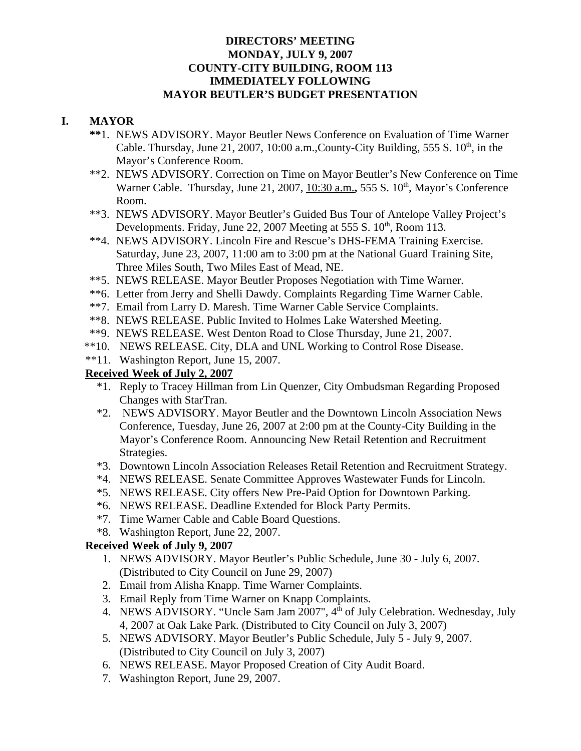**DIRECTORS' MEETING**
**MONDAY, JULY 9, 2007**
**COUNTY-CITY BUILDING, ROOM 113**
**IMMEDIATELY FOLLOWING**
**MAYOR BEUTLER'S BUDGET PRESENTATION**

## I. MAYOR

**1. NEWS ADVISORY. Mayor Beutler News Conference on Evaluation of Time Warner Cable. Thursday, June 21, 2007, 10:00 a.m.,County-City Building, 555 S. 10th, in the Mayor's Conference Room.

**2. NEWS ADVISORY. Correction on Time on Mayor Beutler's New Conference on Time Warner Cable. Thursday, June 21, 2007, 10:30 a.m., 555 S. 10th, Mayor's Conference Room.

**3. NEWS ADVISORY. Mayor Beutler's Guided Bus Tour of Antelope Valley Project's Developments. Friday, June 22, 2007 Meeting at 555 S. 10th, Room 113.

**4. NEWS ADVISORY. Lincoln Fire and Rescue's DHS-FEMA Training Exercise. Saturday, June 23, 2007, 11:00 am to 3:00 pm at the National Guard Training Site, Three Miles South, Two Miles East of Mead, NE.

**5. NEWS RELEASE. Mayor Beutler Proposes Negotiation with Time Warner.

**6. Letter from Jerry and Shelli Dawdy. Complaints Regarding Time Warner Cable.

**7. Email from Larry D. Maresh. Time Warner Cable Service Complaints.

**8. NEWS RELEASE. Public Invited to Holmes Lake Watershed Meeting.

**9. NEWS RELEASE. West Denton Road to Close Thursday, June 21, 2007.

**10. NEWS RELEASE. City, DLA and UNL Working to Control Rose Disease.

**11. Washington Report, June 15, 2007.

**Received Week of July 2, 2007**

*1. Reply to Tracey Hillman from Lin Quenzer, City Ombudsman Regarding Proposed Changes with StarTran.

*2. NEWS ADVISORY. Mayor Beutler and the Downtown Lincoln Association News Conference, Tuesday, June 26, 2007 at 2:00 pm at the County-City Building in the Mayor's Conference Room. Announcing New Retail Retention and Recruitment Strategies.

*3. Downtown Lincoln Association Releases Retail Retention and Recruitment Strategy.

*4. NEWS RELEASE. Senate Committee Approves Wastewater Funds for Lincoln.

*5. NEWS RELEASE. City offers New Pre-Paid Option for Downtown Parking.

*6. NEWS RELEASE. Deadline Extended for Block Party Permits.

*7. Time Warner Cable and Cable Board Questions.

*8. Washington Report, June 22, 2007.

**Received Week of July 9, 2007**

1. NEWS ADVISORY. Mayor Beutler's Public Schedule, June 30 - July 6, 2007. (Distributed to City Council on June 29, 2007)
2. Email from Alisha Knapp. Time Warner Complaints.
3. Email Reply from Time Warner on Knapp Complaints.
4. NEWS ADVISORY. "Uncle Sam Jam 2007", 4th of July Celebration. Wednesday, July 4, 2007 at Oak Lake Park. (Distributed to City Council on July 3, 2007)
5. NEWS ADVISORY. Mayor Beutler's Public Schedule, July 5 - July 9, 2007. (Distributed to City Council on July 3, 2007)
6. NEWS RELEASE. Mayor Proposed Creation of City Audit Board.
7. Washington Report, June 29, 2007.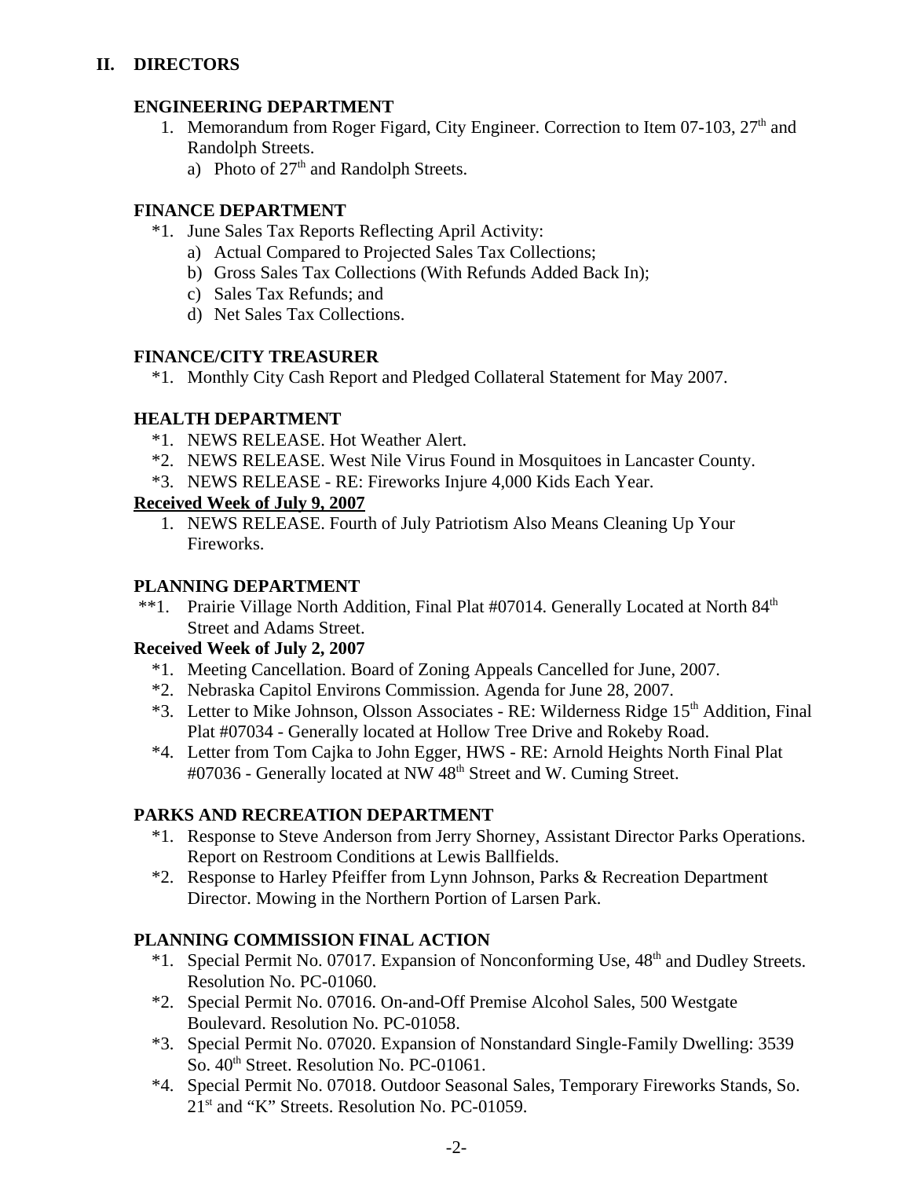## II. DIRECTORS

### ENGINEERING DEPARTMENT

1. Memorandum from Roger Figard, City Engineer. Correction to Item 07-103, 27th and Randolph Streets.
   a) Photo of 27th and Randolph Streets.

### FINANCE DEPARTMENT

*1. June Sales Tax Reports Reflecting April Activity:
   a) Actual Compared to Projected Sales Tax Collections;
   b) Gross Sales Tax Collections (With Refunds Added Back In);
   c) Sales Tax Refunds; and
   d) Net Sales Tax Collections.

### FINANCE/CITY TREASURER

*1. Monthly City Cash Report and Pledged Collateral Statement for May 2007.

### HEALTH DEPARTMENT

*1. NEWS RELEASE. Hot Weather Alert.
*2. NEWS RELEASE. West Nile Virus Found in Mosquitoes in Lancaster County.
*3. NEWS RELEASE - RE: Fireworks Injure 4,000 Kids Each Year.

**<u>Received Week of July 9, 2007</u>**

1. NEWS RELEASE. Fourth of July Patriotism Also Means Cleaning Up Your Fireworks.

### PLANNING DEPARTMENT

**1. Prairie Village North Addition, Final Plat #07014. Generally Located at North 84th Street and Adams Street.

**Received Week of July 2, 2007**

*1. Meeting Cancellation. Board of Zoning Appeals Cancelled for June, 2007.
*2. Nebraska Capitol Environs Commission. Agenda for June 28, 2007.
*3. Letter to Mike Johnson, Olsson Associates - RE: Wilderness Ridge 15th Addition, Final Plat #07034 - Generally located at Hollow Tree Drive and Rokeby Road.
*4. Letter from Tom Cajka to John Egger, HWS - RE: Arnold Heights North Final Plat #07036 - Generally located at NW 48th Street and W. Cuming Street.

### PARKS AND RECREATION DEPARTMENT

*1. Response to Steve Anderson from Jerry Shorney, Assistant Director Parks Operations. Report on Restroom Conditions at Lewis Ballfields.
*2. Response to Harley Pfeiffer from Lynn Johnson, Parks & Recreation Department Director. Mowing in the Northern Portion of Larsen Park.

### PLANNING COMMISSION FINAL ACTION

*1. Special Permit No. 07017. Expansion of Nonconforming Use, 48th and Dudley Streets. Resolution No. PC-01060.
*2. Special Permit No. 07016. On-and-Off Premise Alcohol Sales, 500 Westgate Boulevard. Resolution No. PC-01058.
*3. Special Permit No. 07020. Expansion of Nonstandard Single-Family Dwelling: 3539 So. 40th Street. Resolution No. PC-01061.
*4. Special Permit No. 07018. Outdoor Seasonal Sales, Temporary Fireworks Stands, So. 21st and "K" Streets. Resolution No. PC-01059.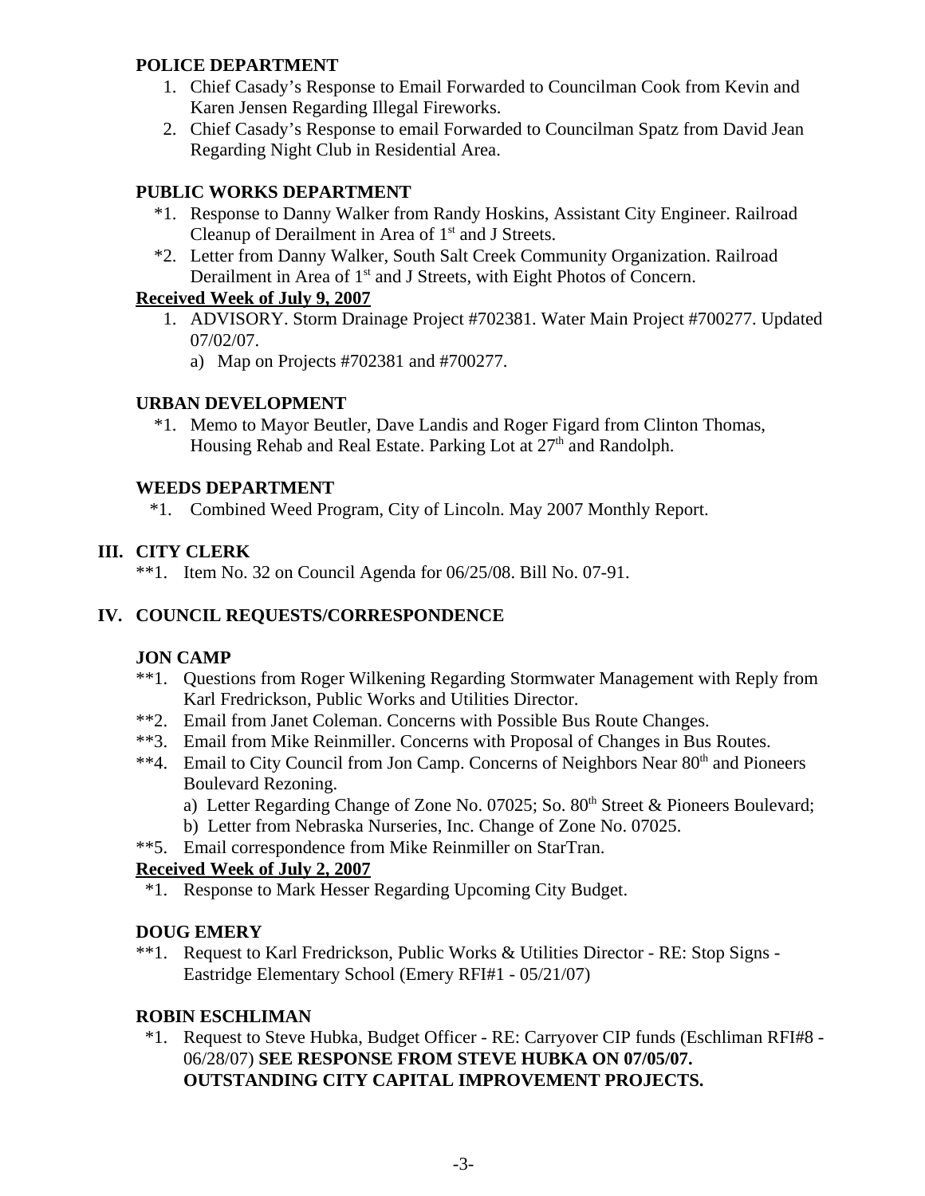**POLICE DEPARTMENT**

1. Chief Casady's Response to Email Forwarded to Councilman Cook from Kevin and Karen Jensen Regarding Illegal Fireworks.
2. Chief Casady's Response to email Forwarded to Councilman Spatz from David Jean Regarding Night Club in Residential Area.

**PUBLIC WORKS DEPARTMENT**

*1. Response to Danny Walker from Randy Hoskins, Assistant City Engineer. Railroad Cleanup of Derailment in Area of 1st and J Streets.

*2. Letter from Danny Walker, South Salt Creek Community Organization. Railroad Derailment in Area of 1st and J Streets, with Eight Photos of Concern.

**Received Week of July 9, 2007**

1. ADVISORY. Storm Drainage Project #702381. Water Main Project #700277. Updated 07/02/07.
   a) Map on Projects #702381 and #700277.

**URBAN DEVELOPMENT**

*1. Memo to Mayor Beutler, Dave Landis and Roger Figard from Clinton Thomas, Housing Rehab and Real Estate. Parking Lot at 27th and Randolph.

**WEEDS DEPARTMENT**

*1. Combined Weed Program, City of Lincoln. May 2007 Monthly Report.

## III. CITY CLERK

**1. Item No. 32 on Council Agenda for 06/25/08. Bill No. 07-91.

## IV. COUNCIL REQUESTS/CORRESPONDENCE

**JON CAMP**

**1. Questions from Roger Wilkening Regarding Stormwater Management with Reply from Karl Fredrickson, Public Works and Utilities Director.

**2. Email from Janet Coleman. Concerns with Possible Bus Route Changes.

**3. Email from Mike Reinmiller. Concerns with Proposal of Changes in Bus Routes.

**4. Email to City Council from Jon Camp. Concerns of Neighbors Near 80th and Pioneers Boulevard Rezoning.
   a) Letter Regarding Change of Zone No. 07025; So. 80th Street & Pioneers Boulevard;
   b) Letter from Nebraska Nurseries, Inc. Change of Zone No. 07025.

**5. Email correspondence from Mike Reinmiller on StarTran.

**Received Week of July 2, 2007**

*1. Response to Mark Hesser Regarding Upcoming City Budget.

**DOUG EMERY**

**1. Request to Karl Fredrickson, Public Works & Utilities Director - RE: Stop Signs - Eastridge Elementary School (Emery RFI#1 - 05/21/07)

**ROBIN ESCHLIMAN**

*1. Request to Steve Hubka, Budget Officer - RE: Carryover CIP funds (Eschliman RFI#8 - 06/28/07) **SEE RESPONSE FROM STEVE HUBKA ON 07/05/07. OUTSTANDING CITY CAPITAL IMPROVEMENT PROJECTS.**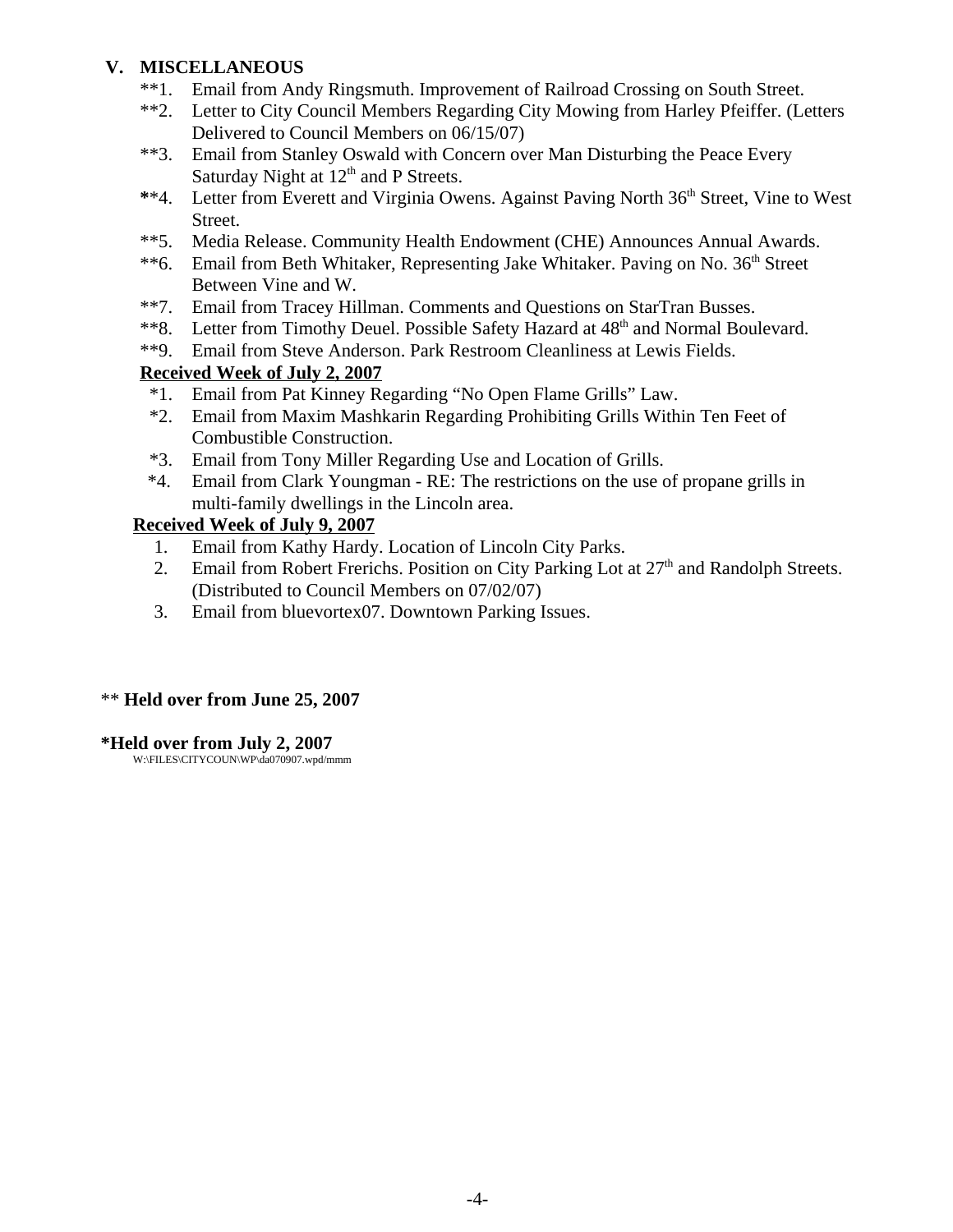## V. MISCELLANEOUS

**1. Email from Andy Ringsmuth. Improvement of Railroad Crossing on South Street.
**2. Letter to City Council Members Regarding City Mowing from Harley Pfeiffer. (Letters Delivered to Council Members on 06/15/07)
**3. Email from Stanley Oswald with Concern over Man Disturbing the Peace Every Saturday Night at 12th and P Streets.
**4. Letter from Everett and Virginia Owens. Against Paving North 36th Street, Vine to West Street.
**5. Media Release. Community Health Endowment (CHE) Announces Annual Awards.
**6. Email from Beth Whitaker, Representing Jake Whitaker. Paving on No. 36th Street Between Vine and W.
**7. Email from Tracey Hillman. Comments and Questions on StarTran Busses.
**8. Letter from Timothy Deuel. Possible Safety Hazard at 48th and Normal Boulevard.
**9. Email from Steve Anderson. Park Restroom Cleanliness at Lewis Fields.

**Received Week of July 2, 2007**

*1. Email from Pat Kinney Regarding "No Open Flame Grills" Law.
*2. Email from Maxim Mashkarin Regarding Prohibiting Grills Within Ten Feet of Combustible Construction.
*3. Email from Tony Miller Regarding Use and Location of Grills.
*4. Email from Clark Youngman - RE: The restrictions on the use of propane grills in multi-family dwellings in the Lincoln area.

**Received Week of July 9, 2007**

1. Email from Kathy Hardy. Location of Lincoln City Parks.
2. Email from Robert Frerichs. Position on City Parking Lot at 27th and Randolph Streets. (Distributed to Council Members on 07/02/07)
3. Email from bluevortex07. Downtown Parking Issues.

** **Held over from June 25, 2007**

**\*Held over from July 2, 2007**

W:\FILES\CITYCOUN\WP\da070907.wpd/mmm